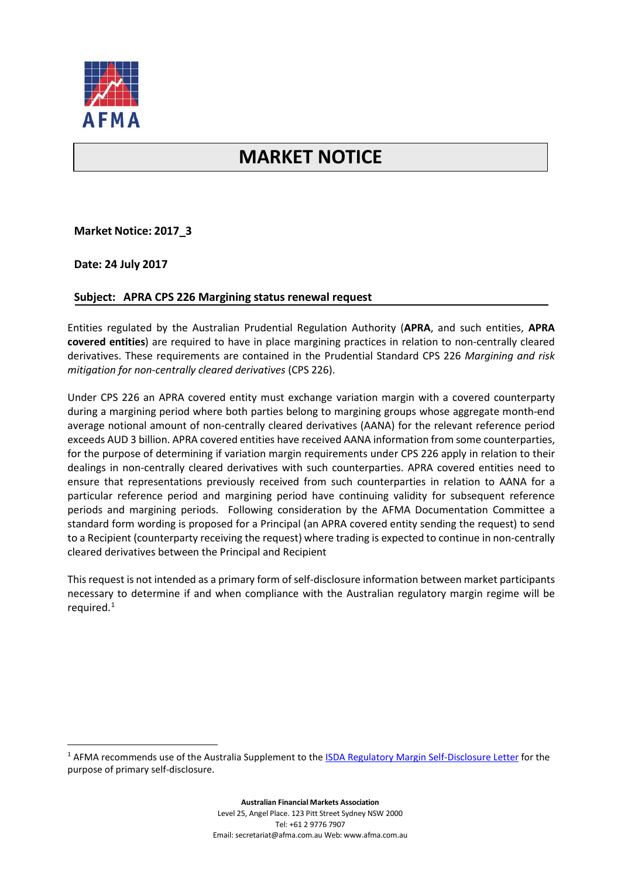AFMA

# MARKET NOTICE

**Market Notice: 2017_3**

**Date: 24 July 2017**

**Subject: APRA CPS 226 Margining status renewal request**

Entities regulated by the Australian Prudential Regulation Authority (**APRA**, and such entities, **APRA covered entities**) are required to have in place margining practices in relation to non-centrally cleared derivatives. These requirements are contained in the Prudential Standard CPS 226 *Margining and risk mitigation for non-centrally cleared derivatives* (CPS 226).

Under CPS 226 an APRA covered entity must exchange variation margin with a covered counterparty during a margining period where both parties belong to margining groups whose aggregate month-end average notional amount of non-centrally cleared derivatives (AANA) for the relevant reference period exceeds AUD 3 billion. APRA covered entities have received AANA information from some counterparties, for the purpose of determining if variation margin requirements under CPS 226 apply in relation to their dealings in non-centrally cleared derivatives with such counterparties. APRA covered entities need to ensure that representations previously received from such counterparties in relation to AANA for a particular reference period and margining period have continuing validity for subsequent reference periods and margining periods. Following consideration by the AFMA Documentation Committee a standard form wording is proposed for a Principal (an APRA covered entity sending the request) to send to a Recipient (counterparty receiving the request) where trading is expected to continue in non-centrally cleared derivatives between the Principal and Recipient

This request is not intended as a primary form of self-disclosure information between market participants necessary to determine if and when compliance with the Australian regulatory margin regime will be required.[1]

[1] AFMA recommends use of the Australia Supplement to the ISDA Regulatory Margin Self-Disclosure Letter for the purpose of primary self-disclosure.

**Australian Financial Markets Association**
Level 25, Angel Place. 123 Pitt Street Sydney NSW 2000
Tel: +61 2 9776 7907
Email: secretariat@afma.com.au Web: www.afma.com.au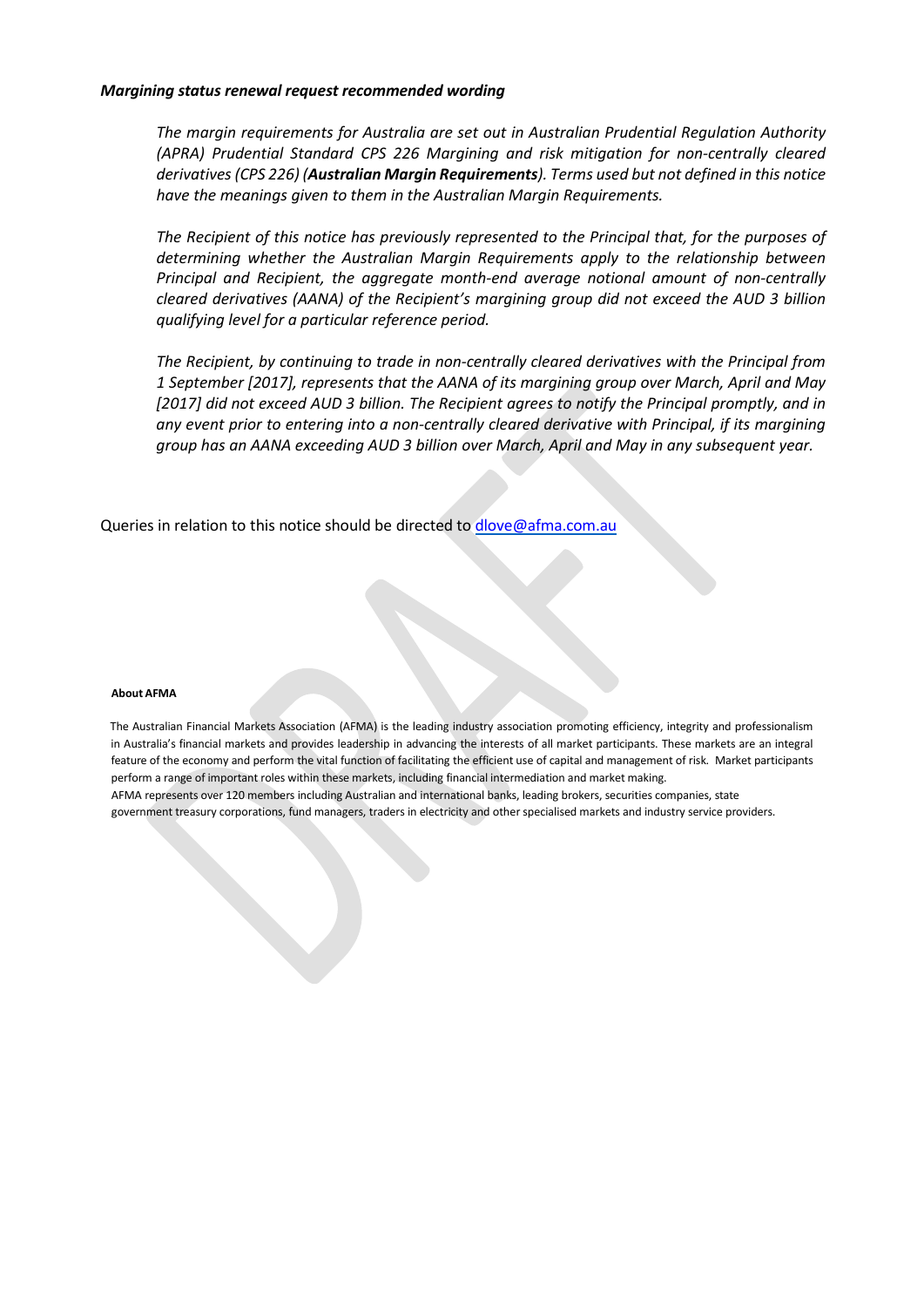***Margining status renewal request recommended wording***

*The margin requirements for Australia are set out in Australian Prudential Regulation Authority (APRA) Prudential Standard CPS 226 Margining and risk mitigation for non-centrally cleared derivatives (CPS 226) (**Australian Margin Requirements**). Terms used but not defined in this notice have the meanings given to them in the Australian Margin Requirements.*

*The Recipient of this notice has previously represented to the Principal that, for the purposes of determining whether the Australian Margin Requirements apply to the relationship between Principal and Recipient, the aggregate month-end average notional amount of non-centrally cleared derivatives (AANA) of the Recipient's margining group did not exceed the AUD 3 billion qualifying level for a particular reference period.*

*The Recipient, by continuing to trade in non-centrally cleared derivatives with the Principal from 1 September [2017], represents that the AANA of its margining group over March, April and May [2017] did not exceed AUD 3 billion. The Recipient agrees to notify the Principal promptly, and in any event prior to entering into a non-centrally cleared derivative with Principal, if its margining group has an AANA exceeding AUD 3 billion over March, April and May in any subsequent year.*

Queries in relation to this notice should be directed to dlove@afma.com.au

**About AFMA**

The Australian Financial Markets Association (AFMA) is the leading industry association promoting efficiency, integrity and professionalism in Australia's financial markets and provides leadership in advancing the interests of all market participants. These markets are an integral feature of the economy and perform the vital function of facilitating the efficient use of capital and management of risk. Market participants perform a range of important roles within these markets, including financial intermediation and market making.

AFMA represents over 120 members including Australian and international banks, leading brokers, securities companies, state government treasury corporations, fund managers, traders in electricity and other specialised markets and industry service providers.